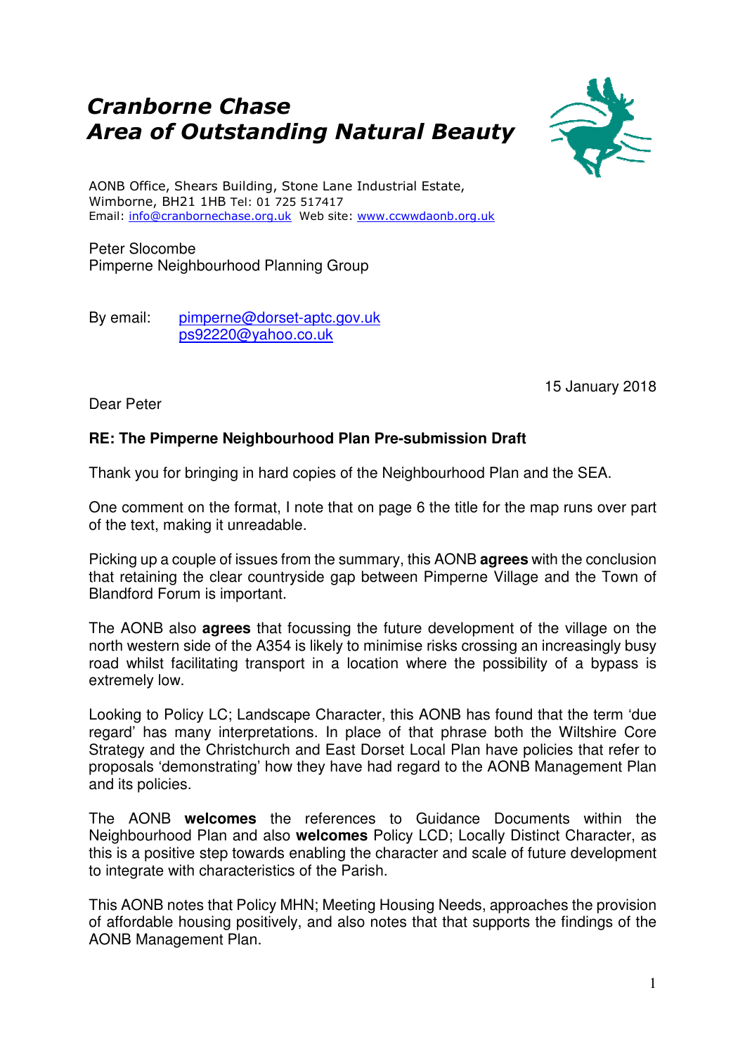# *Cranborne Chase*
# *Area of Outstanding Natural Beauty*

AONB Office, Shears Building, Stone Lane Industrial Estate,
Wimborne, BH21 1HB Tel: 01 725 517417
Email: info@cranbornechase.org.uk Web site: www.ccwwdaonb.org.uk

Peter Slocombe
Pimperne Neighbourhood Planning Group

By email: pimperne@dorset-aptc.gov.uk
ps92220@yahoo.co.uk

15 January 2018

Dear Peter

**RE: The Pimperne Neighbourhood Plan Pre-submission Draft**

Thank you for bringing in hard copies of the Neighbourhood Plan and the SEA.

One comment on the format, I note that on page 6 the title for the map runs over part of the text, making it unreadable.

Picking up a couple of issues from the summary, this AONB **agrees** with the conclusion that retaining the clear countryside gap between Pimperne Village and the Town of Blandford Forum is important.

The AONB also **agrees** that focussing the future development of the village on the north western side of the A354 is likely to minimise risks crossing an increasingly busy road whilst facilitating transport in a location where the possibility of a bypass is extremely low.

Looking to Policy LC; Landscape Character, this AONB has found that the term 'due regard' has many interpretations. In place of that phrase both the Wiltshire Core Strategy and the Christchurch and East Dorset Local Plan have policies that refer to proposals 'demonstrating' how they have had regard to the AONB Management Plan and its policies.

The AONB **welcomes** the references to Guidance Documents within the Neighbourhood Plan and also **welcomes** Policy LCD; Locally Distinct Character, as this is a positive step towards enabling the character and scale of future development to integrate with characteristics of the Parish.

This AONB notes that Policy MHN; Meeting Housing Needs, approaches the provision of affordable housing positively, and also notes that that supports the findings of the AONB Management Plan.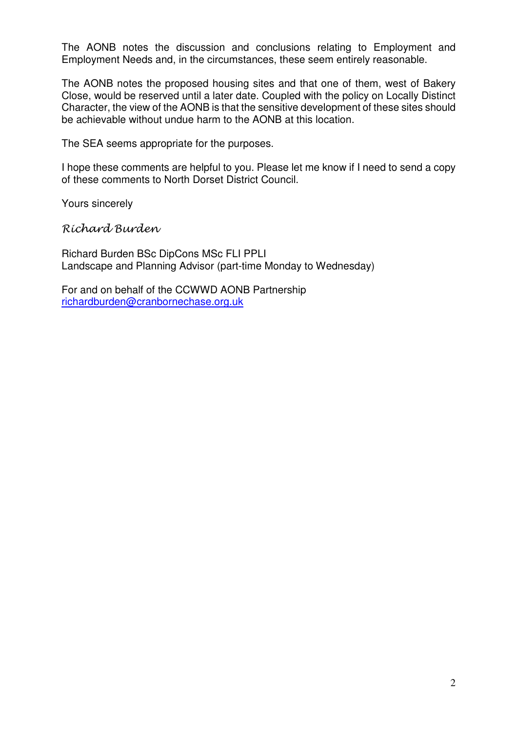The AONB notes the discussion and conclusions relating to Employment and Employment Needs and, in the circumstances, these seem entirely reasonable.

The AONB notes the proposed housing sites and that one of them, west of Bakery Close, would be reserved until a later date. Coupled with the policy on Locally Distinct Character, the view of the AONB is that the sensitive development of these sites should be achievable without undue harm to the AONB at this location.

The SEA seems appropriate for the purposes.

I hope these comments are helpful to you. Please let me know if I need to send a copy of these comments to North Dorset District Council.

Yours sincerely

*Richard Burden*

Richard Burden BSc DipCons MSc FLI PPLI
Landscape and Planning Advisor (part-time Monday to Wednesday)

For and on behalf of the CCWWD AONB Partnership
richardburden@cranbornechase.org.uk